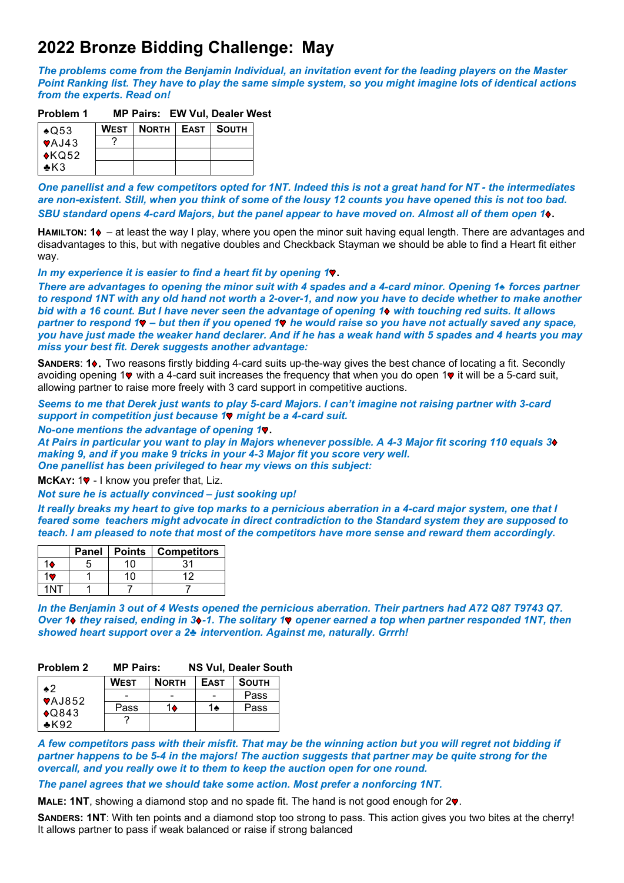# 2022 Bronze Bidding Challenge: May

***The problems come from the Benjamin Individual, an invitation event for the leading players on the Master Point Ranking list. They have to play the same simple system, so you might imagine lots of identical actions from the experts. Read on!***

**Problem 1 MP Pairs: EW Vul, Dealer West**

| Hand | WEST | NORTH | EAST | SOUTH |
|---|---|---|---|---|
| ♠Q53 | ? | | | |
| ♥AJ43 | | | | |
| ♦KQ52 | | | | |
| ♣K3 | | | | |

***One panellist and a few competitors opted for 1NT. Indeed this is not a great hand for NT - the intermediates are non-existent. Still, when you think of some of the lousy 12 counts you have opened this is not too bad.***

***SBU standard opens 4-card Majors, but the panel appear to have moved on. Almost all of them open 1♦.***

**HAMILTON: 1♦** – at least the way I play, where you open the minor suit having equal length. There are advantages and disadvantages to this, but with negative doubles and Checkback Stayman we should be able to find a Heart fit either way.

***In my experience it is easier to find a heart fit by opening 1♥.***

***There are advantages to opening the minor suit with 4 spades and a 4-card minor. Opening 1♠ forces partner to respond 1NT with any old hand not worth a 2-over-1, and now you have to decide whether to make another bid with a 16 count. But I have never seen the advantage of opening 1♦ with touching red suits. It allows partner to respond 1♥ – but then if you opened 1♥ he would raise so you have not actually saved any space, you have just made the weaker hand declarer. And if he has a weak hand with 5 spades and 4 hearts you may miss your best fit. Derek suggests another advantage:***

**SANDERS**: **1♦.** Two reasons firstly bidding 4-card suits up-the-way gives the best chance of locating a fit. Secondly avoiding opening 1♥ with a 4-card suit increases the frequency that when you do open 1♥ it will be a 5-card suit, allowing partner to raise more freely with 3 card support in competitive auctions.

***Seems to me that Derek just wants to play 5-card Majors. I can't imagine not raising partner with 3-card support in competition just because 1♥ might be a 4-card suit.***

***No-one mentions the advantage of opening 1♥.***

***At Pairs in particular you want to play in Majors whenever possible. A 4-3 Major fit scoring 110 equals 3♦ making 9, and if you make 9 tricks in your 4-3 Major fit you score very well.***

***One panellist has been privileged to hear my views on this subject:***

**MCKAY:** 1♥ - I know you prefer that, Liz.

***Not sure he is actually convinced – just sooking up!***

***It really breaks my heart to give top marks to a pernicious aberration in a 4-card major system, one that I feared some teachers might advocate in direct contradiction to the Standard system they are supposed to teach. I am pleased to note that most of the competitors have more sense and reward them accordingly.***

| | Panel | Points | Competitors |
|---|---|---|---|
| 1♦ | 5 | 10 | 31 |
| 1♥ | 1 | 10 | 12 |
| 1NT | 1 | 7 | 7 |

***In the Benjamin 3 out of 4 Wests opened the pernicious aberration. Their partners had A72 Q87 T9743 Q7. Over 1♦ they raised, ending in 3♦-1. The solitary 1♥ opener earned a top when partner responded 1NT, then showed heart support over a 2♣ intervention. Against me, naturally. Grrrh!***

**Problem 2 MP Pairs: NS Vul, Dealer South**

| Hand | WEST | NORTH | EAST | SOUTH |
|---|---|---|---|---|
| ♠2 | - | - | - | Pass |
| ♥AJ852 | Pass | 1♦ | 1♠ | Pass |
| ♦Q843 | ? | | | |
| ♣K92 | | | | |

***A few competitors pass with their misfit. That may be the winning action but you will regret not bidding if partner happens to be 5-4 in the majors! The auction suggests that partner may be quite strong for the overcall, and you really owe it to them to keep the auction open for one round.***

***The panel agrees that we should take some action. Most prefer a nonforcing 1NT.***

**MALE: 1NT**, showing a diamond stop and no spade fit. The hand is not good enough for 2♥.

**SANDERS: 1NT**: With ten points and a diamond stop too strong to pass. This action gives you two bites at the cherry! It allows partner to pass if weak balanced or raise if strong balanced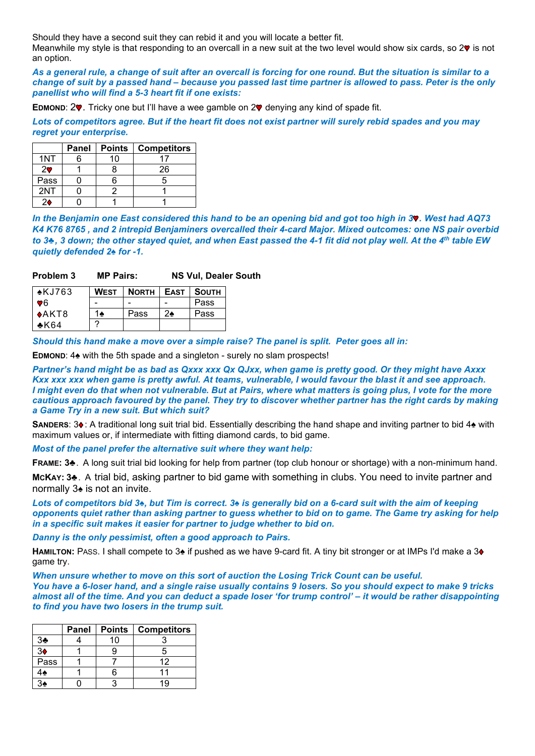Should they have a second suit they can rebid it and you will locate a better fit.
Meanwhile my style is that responding to an overcall in a new suit at the two level would show six cards, so 2♥ is not an option.

***As a general rule, a change of suit after an overcall is forcing for one round. But the situation is similar to a change of suit by a passed hand – because you passed last time partner is allowed to pass. Peter is the only panellist who will find a 5-3 heart fit if one exists:***

**EDMOND**: 2♥. Tricky one but I'll have a wee gamble on 2♥ denying any kind of spade fit.

***Lots of competitors agree. But if the heart fit does not exist partner will surely rebid spades and you may regret your enterprise.***

| | Panel | Points | Competitors |
|---|---|---|---|
| 1NT | 6 | 10 | 17 |
| 2♥ | 1 | 8 | 26 |
| Pass | 0 | 6 | 5 |
| 2NT | 0 | 2 | 1 |
| 2♦ | 0 | 1 | 1 |

***In the Benjamin one East considered this hand to be an opening bid and got too high in 3♥. West had AQ73 K4 K76 8765 , and 2 intrepid Benjaminers overcalled their 4-card Major. Mixed outcomes: one NS pair overbid to 3♣, 3 down; the other stayed quiet, and when East passed the 4-1 fit did not play well. At the 4th table EW quietly defended 2♠ for -1.***

**Problem 3 MP Pairs: NS Vul, Dealer South**

| ♠KJ763 | WEST | NORTH | EAST | SOUTH |
|---|---|---|---|---|
| ♥6 | - | - | - | Pass |
| ♦AKT8 | 1♠ | Pass | 2♠ | Pass |
| ♣K64 | ? | | | |

***Should this hand make a move over a simple raise? The panel is split. Peter goes all in:***

**EDMOND**: 4♠ with the 5th spade and a singleton - surely no slam prospects!

***Partner's hand might be as bad as Qxxx xxx Qx QJxx, when game is pretty good. Or they might have Axxx Kxx xxx xxx when game is pretty awful. At teams, vulnerable, I would favour the blast it and see approach. I might even do that when not vulnerable. But at Pairs, where what matters is going plus, I vote for the more cautious approach favoured by the panel. They try to discover whether partner has the right cards by making a Game Try in a new suit. But which suit?***

**SANDERS**: 3♦: A traditional long suit trial bid. Essentially describing the hand shape and inviting partner to bid 4♠ with maximum values or, if intermediate with fitting diamond cards, to bid game.

***Most of the panel prefer the alternative suit where they want help:***

**FRAME: 3♣**. A long suit trial bid looking for help from partner (top club honour or shortage) with a non-minimum hand.

**MCKAY: 3♣**. A trial bid, asking partner to bid game with something in clubs. You need to invite partner and normally 3♠ is not an invite.

***Lots of competitors bid 3♠, but Tim is correct. 3♠ is generally bid on a 6-card suit with the aim of keeping opponents quiet rather than asking partner to guess whether to bid on to game. The Game try asking for help in a specific suit makes it easier for partner to judge whether to bid on.***

***Danny is the only pessimist, often a good approach to Pairs.***

**HAMILTON:** PASS. I shall compete to 3♠ if pushed as we have 9-card fit. A tiny bit stronger or at IMPs I'd make a 3♦ game try.

***When unsure whether to move on this sort of auction the Losing Trick Count can be useful. You have a 6-loser hand, and a single raise usually contains 9 losers. So you should expect to make 9 tricks almost all of the time. And you can deduct a spade loser 'for trump control' – it would be rather disappointing to find you have two losers in the trump suit.***

| | Panel | Points | Competitors |
|---|---|---|---|
| 3♣ | 4 | 10 | 3 |
| 3♦ | 1 | 9 | 5 |
| Pass | 1 | 7 | 12 |
| 4♠ | 1 | 6 | 11 |
| 3♠ | 0 | 3 | 19 |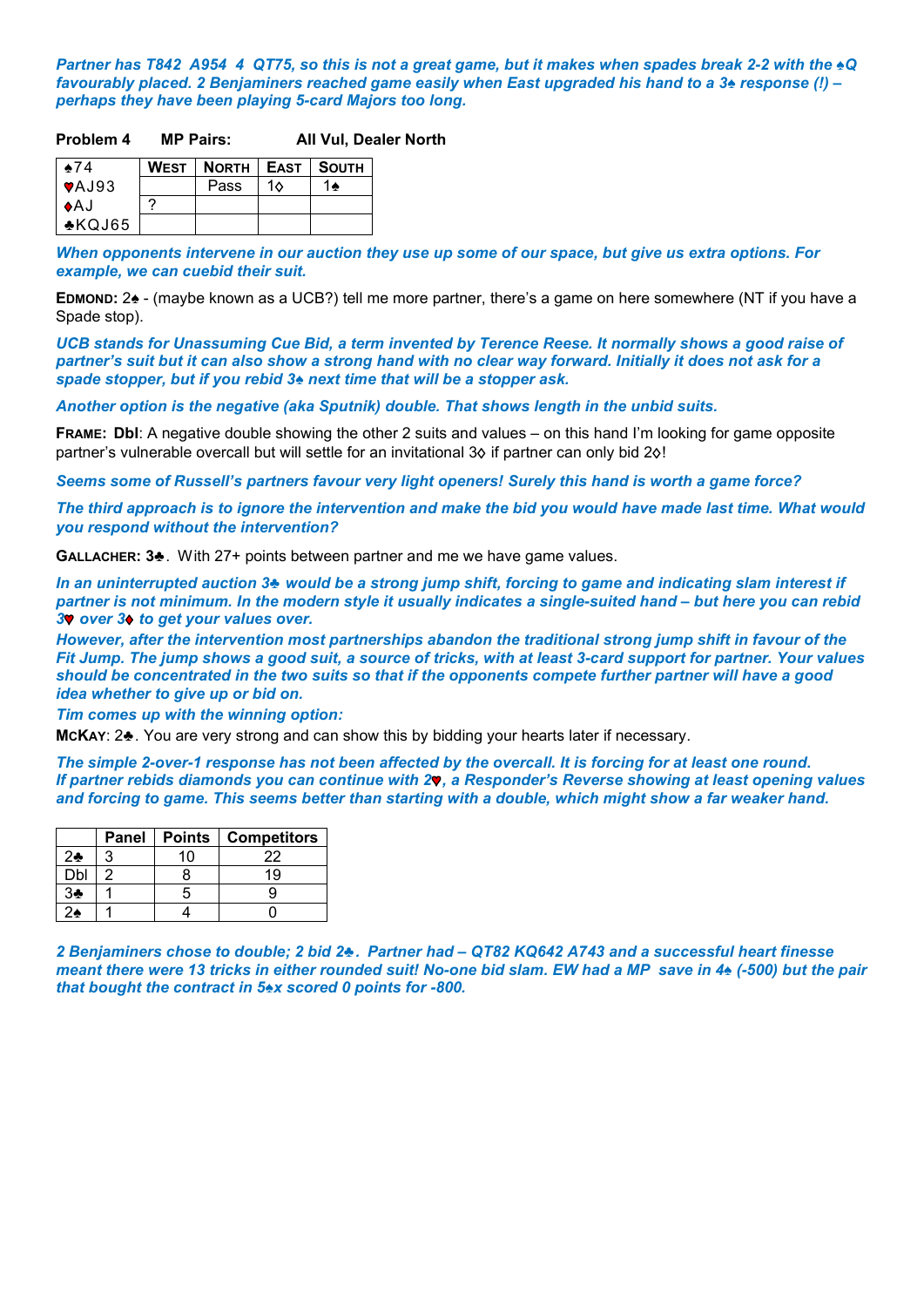***Partner has T842 A954 4 QT75, so this is not a great game, but it makes when spades break 2-2 with the ♠Q favourably placed. 2 Benjaminers reached game easily when East upgraded his hand to a 3♠ response (!) – perhaps they have been playing 5-card Majors too long.***

**Problem 4** **MP Pairs:** **All Vul, Dealer North**

| ♠74 ♥AJ93 ♦AJ ♣KQJ65 | **West** | **North** | **East** | **South** |
|---|---|---|---|---|
| | | Pass | 1♦ | 1♠ |
| | ? | | | |

***When opponents intervene in our auction they use up some of our space, but give us extra options. For example, we can cuebid their suit.***

**Edmond:** 2♠ - (maybe known as a UCB?) tell me more partner, there's a game on here somewhere (NT if you have a Spade stop).

***UCB stands for Unassuming Cue Bid, a term invented by Terence Reese. It normally shows a good raise of partner's suit but it can also show a strong hand with no clear way forward. Initially it does not ask for a spade stopper, but if you rebid 3♠ next time that will be a stopper ask.***

***Another option is the negative (aka Sputnik) double. That shows length in the unbid suits.***

**Frame: Dbl**: A negative double showing the other 2 suits and values – on this hand I'm looking for game opposite partner's vulnerable overcall but will settle for an invitational 3♦ if partner can only bid 2♦!

***Seems some of Russell's partners favour very light openers! Surely this hand is worth a game force?***

***The third approach is to ignore the intervention and make the bid you would have made last time. What would you respond without the intervention?***

**Gallacher: 3♣**. With 27+ points between partner and me we have game values.

***In an uninterrupted auction 3♣ would be a strong jump shift, forcing to game and indicating slam interest if partner is not minimum. In the modern style it usually indicates a single-suited hand – but here you can rebid 3♥ over 3♦ to get your values over.***
***However, after the intervention most partnerships abandon the traditional strong jump shift in favour of the Fit Jump. The jump shows a good suit, a source of tricks, with at least 3-card support for partner. Your values should be concentrated in the two suits so that if the opponents compete further partner will have a good idea whether to give up or bid on.***
***Tim comes up with the winning option:***

**McKay**: 2♣. You are very strong and can show this by bidding your hearts later if necessary.

***The simple 2-over-1 response has not been affected by the overcall. It is forcing for at least one round. If partner rebids diamonds you can continue with 2♥, a Responder's Reverse showing at least opening values and forcing to game. This seems better than starting with a double, which might show a far weaker hand.***

| | Panel | Points | Competitors |
|---|---|---|---|
| 2♣ | 3 | 10 | 22 |
| Dbl | 2 | 8 | 19 |
| 3♣ | 1 | 5 | 9 |
| 2♠ | 1 | 4 | 0 |

***2 Benjaminers chose to double; 2 bid 2♣. Partner had – QT82 KQ642 A743 and a successful heart finesse meant there were 13 tricks in either rounded suit! No-one bid slam. EW had a MP save in 4♠ (-500) but the pair that bought the contract in 5♠x scored 0 points for -800.***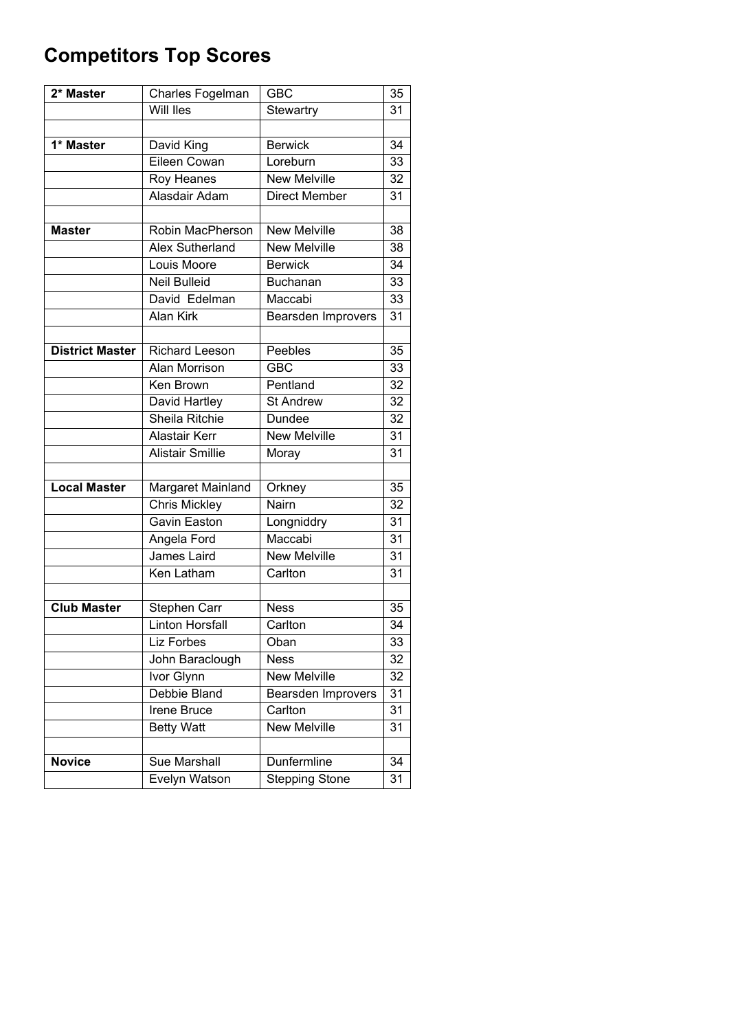# Competitors Top Scores

| | | | |
|---|---|---|---|
| **2* Master** | Charles Fogelman | GBC | 35 |
| | Will Iles | Stewartry | 31 |
| | | | |
| **1* Master** | David King | Berwick | 34 |
| | Eileen Cowan | Loreburn | 33 |
| | Roy Heanes | New Melville | 32 |
| | Alasdair Adam | Direct Member | 31 |
| | | | |
| **Master** | Robin MacPherson | New Melville | 38 |
| | Alex Sutherland | New Melville | 38 |
| | Louis Moore | Berwick | 34 |
| | Neil Bulleid | Buchanan | 33 |
| | David Edelman | Maccabi | 33 |
| | Alan Kirk | Bearsden Improvers | 31 |
| | | | |
| **District Master** | Richard Leeson | Peebles | 35 |
| | Alan Morrison | GBC | 33 |
| | Ken Brown | Pentland | 32 |
| | David Hartley | St Andrew | 32 |
| | Sheila Ritchie | Dundee | 32 |
| | Alastair Kerr | New Melville | 31 |
| | Alistair Smillie | Moray | 31 |
| | | | |
| **Local Master** | Margaret Mainland | Orkney | 35 |
| | Chris Mickley | Nairn | 32 |
| | Gavin Easton | Longniddry | 31 |
| | Angela Ford | Maccabi | 31 |
| | James Laird | New Melville | 31 |
| | Ken Latham | Carlton | 31 |
| | | | |
| **Club Master** | Stephen Carr | Ness | 35 |
| | Linton Horsfall | Carlton | 34 |
| | Liz Forbes | Oban | 33 |
| | John Baraclough | Ness | 32 |
| | Ivor Glynn | New Melville | 32 |
| | Debbie Bland | Bearsden Improvers | 31 |
| | Irene Bruce | Carlton | 31 |
| | Betty Watt | New Melville | 31 |
| | | | |
| **Novice** | Sue Marshall | Dunfermline | 34 |
| | Evelyn Watson | Stepping Stone | 31 |